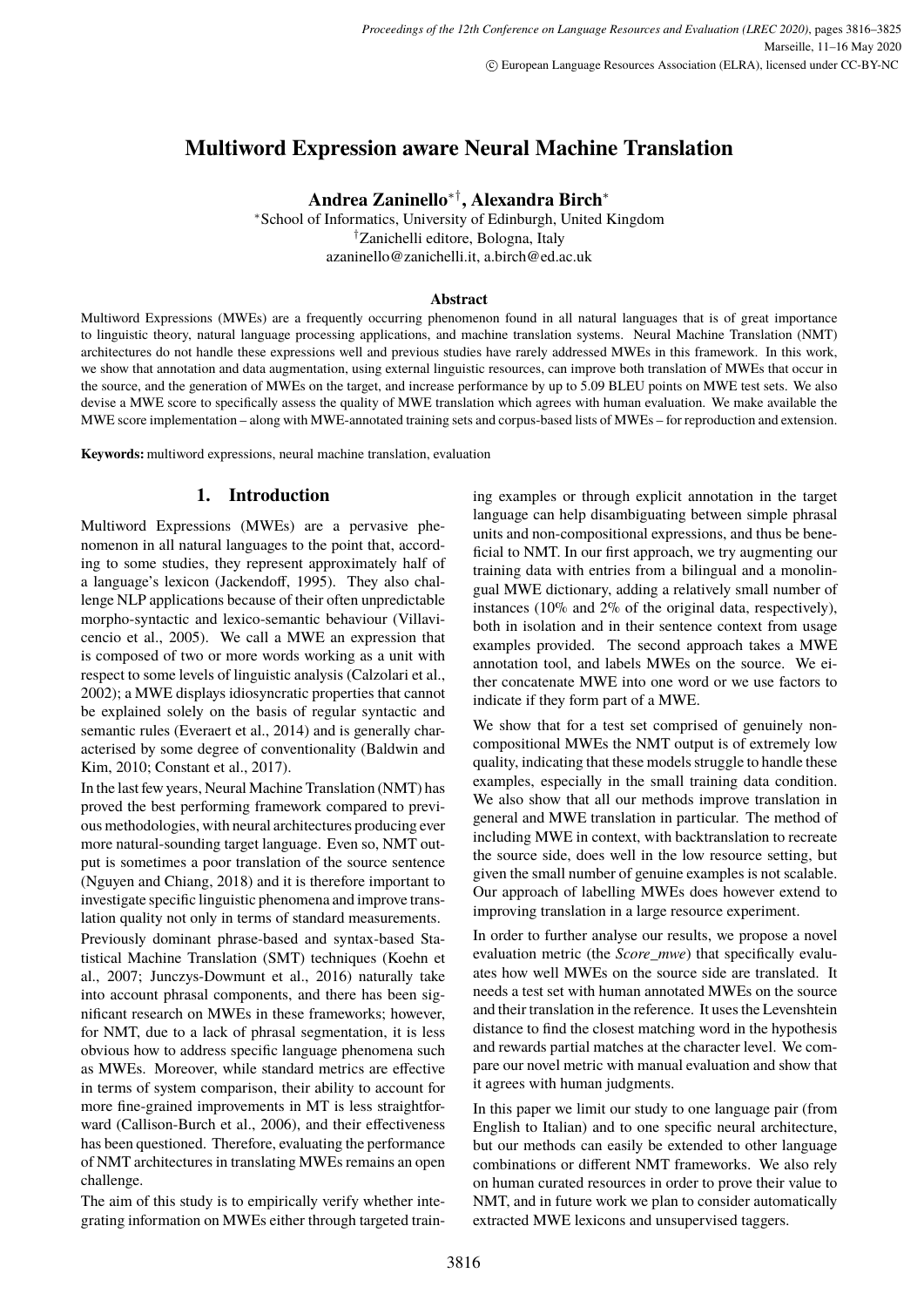# Multiword Expression aware Neural Machine Translation

**Andrea Zaninello[*†], Alexandra Birch[*]**

[*]School of Informatics, University of Edinburgh, United Kingdom
[†]Zanichelli editore, Bologna, Italy
azaninello@zanichelli.it, a.birch@ed.ac.uk

### Abstract

Multiword Expressions (MWEs) are a frequently occurring phenomenon found in all natural languages that is of great importance to linguistic theory, natural language processing applications, and machine translation systems. Neural Machine Translation (NMT) architectures do not handle these expressions well and previous studies have rarely addressed MWEs in this framework. In this work, we show that annotation and data augmentation, using external linguistic resources, can improve both translation of MWEs that occur in the source, and the generation of MWEs on the target, and increase performance by up to 5.09 BLEU points on MWE test sets. We also devise a MWE score to specifically assess the quality of MWE translation which agrees with human evaluation. We make available the MWE score implementation – along with MWE-annotated training sets and corpus-based lists of MWEs – for reproduction and extension.

**Keywords:** multiword expressions, neural machine translation, evaluation

## 1. Introduction

Multiword Expressions (MWEs) are a pervasive phenomenon in all natural languages to the point that, according to some studies, they represent approximately half of a language's lexicon (Jackendoff, 1995). They also challenge NLP applications because of their often unpredictable morpho-syntactic and lexico-semantic behaviour (Villavicencio et al., 2005). We call a MWE an expression that is composed of two or more words working as a unit with respect to some levels of linguistic analysis (Calzolari et al., 2002); a MWE displays idiosyncratic properties that cannot be explained solely on the basis of regular syntactic and semantic rules (Everaert et al., 2014) and is generally characterised by some degree of conventionality (Baldwin and Kim, 2010; Constant et al., 2017).

In the last few years, Neural Machine Translation (NMT) has proved the best performing framework compared to previous methodologies, with neural architectures producing ever more natural-sounding target language. Even so, NMT output is sometimes a poor translation of the source sentence (Nguyen and Chiang, 2018) and it is therefore important to investigate specific linguistic phenomena and improve translation quality not only in terms of standard measurements.

Previously dominant phrase-based and syntax-based Statistical Machine Translation (SMT) techniques (Koehn et al., 2007; Junczys-Dowmunt et al., 2016) naturally take into account phrasal components, and there has been significant research on MWEs in these frameworks; however, for NMT, due to a lack of phrasal segmentation, it is less obvious how to address specific language phenomena such as MWEs. Moreover, while standard metrics are effective in terms of system comparison, their ability to account for more fine-grained improvements in MT is less straightforward (Callison-Burch et al., 2006), and their effectiveness has been questioned. Therefore, evaluating the performance of NMT architectures in translating MWEs remains an open challenge.

The aim of this study is to empirically verify whether integrating information on MWEs either through targeted training examples or through explicit annotation in the target language can help disambiguating between simple phrasal units and non-compositional expressions, and thus be beneficial to NMT. In our first approach, we try augmenting our training data with entries from a bilingual and a monolingual MWE dictionary, adding a relatively small number of instances (10% and 2% of the original data, respectively), both in isolation and in their sentence context from usage examples provided. The second approach takes a MWE annotation tool, and labels MWEs on the source. We either concatenate MWE into one word or we use factors to indicate if they form part of a MWE.

We show that for a test set comprised of genuinely non-compositional MWEs the NMT output is of extremely low quality, indicating that these models struggle to handle these examples, especially in the small training data condition. We also show that all our methods improve translation in general and MWE translation in particular. The method of including MWE in context, with backtranslation to recreate the source side, does well in the low resource setting, but given the small number of genuine examples is not scalable. Our approach of labelling MWEs does however extend to improving translation in a large resource experiment.

In order to further analyse our results, we propose a novel evaluation metric (the *Score_mwe*) that specifically evaluates how well MWEs on the source side are translated. It needs a test set with human annotated MWEs on the source and their translation in the reference. It uses the Levenshtein distance to find the closest matching word in the hypothesis and rewards partial matches at the character level. We compare our novel metric with manual evaluation and show that it agrees with human judgments.

In this paper we limit our study to one language pair (from English to Italian) and to one specific neural architecture, but our methods can easily be extended to other language combinations or different NMT frameworks. We also rely on human curated resources in order to prove their value to NMT, and in future work we plan to consider automatically extracted MWE lexicons and unsupervised taggers.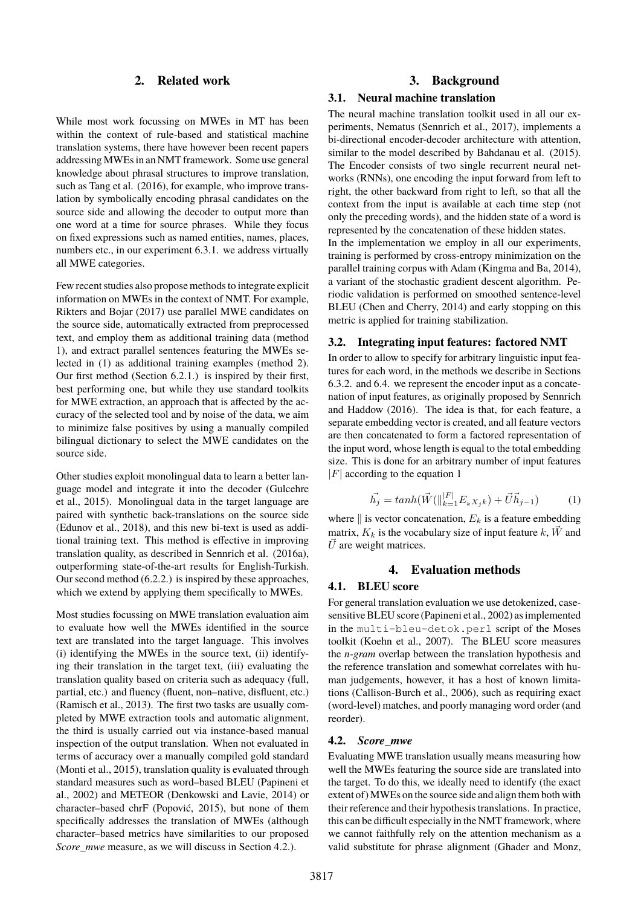## 2. Related work

While most work focussing on MWEs in MT has been within the context of rule-based and statistical machine translation systems, there have however been recent papers addressing MWEs in an NMT framework. Some use general knowledge about phrasal structures to improve translation, such as Tang et al. (2016), for example, who improve translation by symbolically encoding phrasal candidates on the source side and allowing the decoder to output more than one word at a time for source phrases. While they focus on fixed expressions such as named entities, names, places, numbers etc., in our experiment 6.3.1. we address virtually all MWE categories.

Few recent studies also propose methods to integrate explicit information on MWEs in the context of NMT. For example, Rikters and Bojar (2017) use parallel MWE candidates on the source side, automatically extracted from preprocessed text, and employ them as additional training data (method 1), and extract parallel sentences featuring the MWEs selected in (1) as additional training examples (method 2). Our first method (Section 6.2.1.) is inspired by their first, best performing one, but while they use standard toolkits for MWE extraction, an approach that is affected by the accuracy of the selected tool and by noise of the data, we aim to minimize false positives by using a manually compiled bilingual dictionary to select the MWE candidates on the source side.

Other studies exploit monolingual data to learn a better language model and integrate it into the decoder (Gulcehre et al., 2015). Monolingual data in the target language are paired with synthetic back-translations on the source side (Edunov et al., 2018), and this new bi-text is used as additional training text. This method is effective in improving translation quality, as described in Sennrich et al. (2016a), outperforming state-of-the-art results for English-Turkish. Our second method (6.2.2.) is inspired by these approaches, which we extend by applying them specifically to MWEs.

Most studies focussing on MWE translation evaluation aim to evaluate how well the MWEs identified in the source text are translated into the target language. This involves (i) identifying the MWEs in the source text, (ii) identifying their translation in the target text, (iii) evaluating the translation quality based on criteria such as adequacy (full, partial, etc.) and fluency (fluent, non–native, disfluent, etc.) (Ramisch et al., 2013). The first two tasks are usually completed by MWE extraction tools and automatic alignment, the third is usually carried out via instance-based manual inspection of the output translation. When not evaluated in terms of accuracy over a manually compiled gold standard (Monti et al., 2015), translation quality is evaluated through standard measures such as word–based BLEU (Papineni et al., 2002) and METEOR (Denkowski and Lavie, 2014) or character–based chrF (Popović, 2015), but none of them specifically addresses the translation of MWEs (although character–based metrics have similarities to our proposed *Score_mwe* measure, as we will discuss in Section 4.2.).

## 3. Background

### 3.1. Neural machine translation

The neural machine translation toolkit used in all our experiments, Nematus (Sennrich et al., 2017), implements a bi-directional encoder-decoder architecture with attention, similar to the model described by Bahdanau et al. (2015). The Encoder consists of two single recurrent neural networks (RNNs), one encoding the input forward from left to right, the other backward from right to left, so that all the context from the input is available at each time step (not only the preceding words), and the hidden state of a word is represented by the concatenation of these hidden states.
In the implementation we employ in all our experiments, training is performed by cross-entropy minimization on the parallel training corpus with Adam (Kingma and Ba, 2014), a variant of the stochastic gradient descent algorithm. Periodic validation is performed on smoothed sentence-level BLEU (Chen and Cherry, 2014) and early stopping on this metric is applied for training stabilization.

### 3.2. Integrating input features: factored NMT

In order to allow to specify for arbitrary linguistic input features for each word, in the methods we describe in Sections 6.3.2. and 6.4. we represent the encoder input as a concatenation of input features, as originally proposed by Sennrich and Haddow (2016). The idea is that, for each feature, a separate embedding vector is created, and all feature vectors are then concatenated to form a factored representation of the input word, whose length is equal to the total embedding size. This is done for an arbitrary number of input features $|F|$ according to the equation 1

$$\vec{h_j} = tanh(\vec{W}(\|_{k=1}^{|F|} E_k X_j k) + \vec{U}\vec{h}_{j-1}) \qquad (1)$$

where $\|$ is vector concatenation, $E_k$ is a feature embedding matrix, $K_k$ is the vocabulary size of input feature $k$, $\vec{W}$ and $\vec{U}$ are weight matrices.

## 4. Evaluation methods

### 4.1. BLEU score

For general translation evaluation we use detokenized, case-sensitive BLEU score (Papineni et al., 2002) as implemented in the `multi-bleu-detok.perl` script of the Moses toolkit (Koehn et al., 2007). The BLEU score measures the *n-gram* overlap between the translation hypothesis and the reference translation and somewhat correlates with human judgements, however, it has a host of known limitations (Callison-Burch et al., 2006), such as requiring exact (word-level) matches, and poorly managing word order (and reorder).

### 4.2. *Score_mwe*

Evaluating MWE translation usually means measuring how well the MWEs featuring the source side are translated into the target. To do this, we ideally need to identify (the exact extent of) MWEs on the source side and align them both with their reference and their hypothesis translations. In practice, this can be difficult especially in the NMT framework, where we cannot faithfully rely on the attention mechanism as a valid substitute for phrase alignment (Ghader and Monz,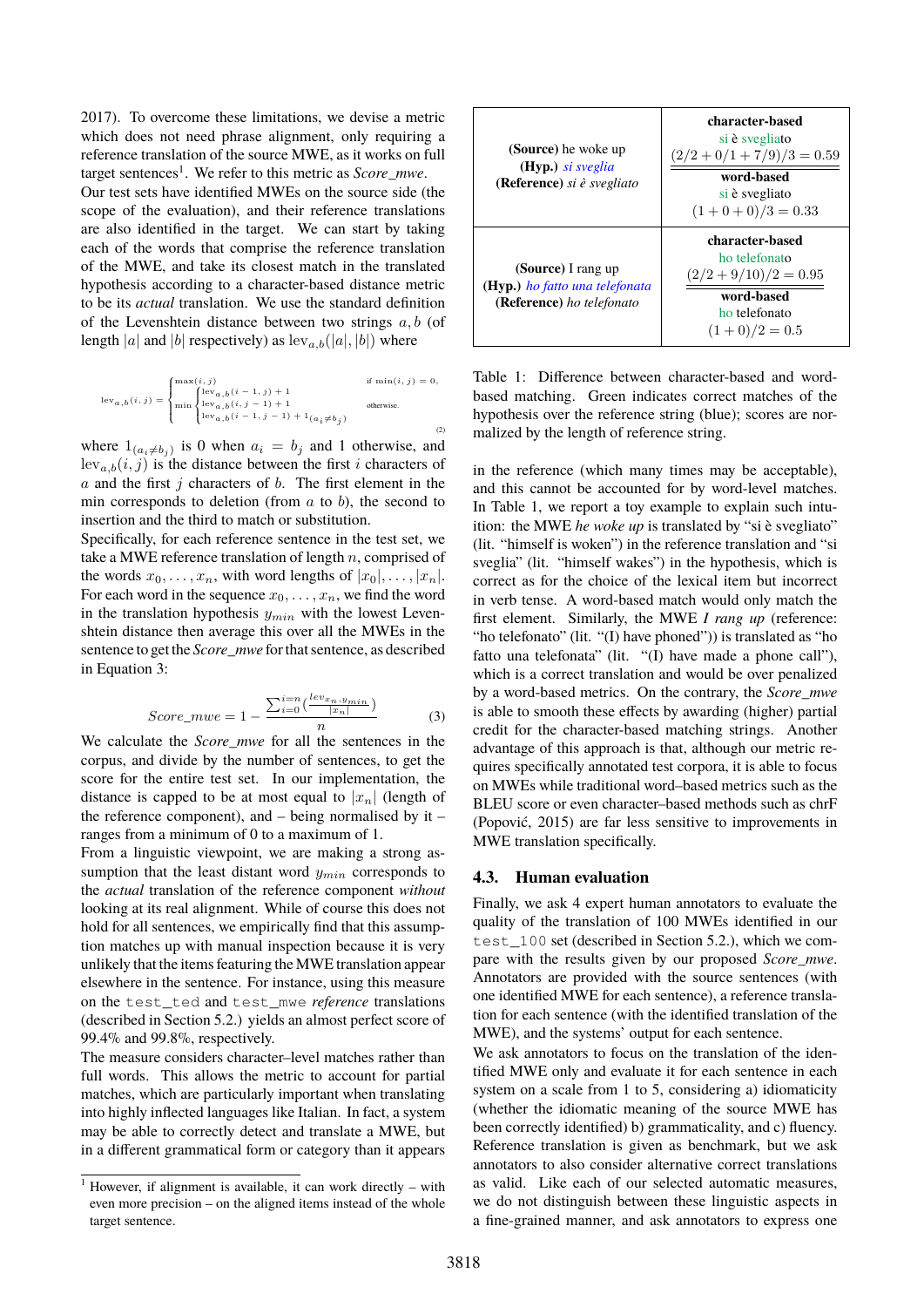2017). To overcome these limitations, we devise a metric which does not need phrase alignment, only requiring a reference translation of the source MWE, as it works on full target sentences[1]. We refer to this metric as *Score_mwe*.

Our test sets have identified MWEs on the source side (the scope of the evaluation), and their reference translations are also identified in the target. We can start by taking each of the words that comprise the reference translation of the MWE, and take its closest match in the translated hypothesis according to a character-based distance metric to be its *actual* translation. We use the standard definition of the Levenshtein distance between two strings $a, b$ (of length $|a|$ and $|b|$ respectively) as $\text{lev}_{a,b}(|a|, |b|)$ where

$$\text{lev}_{a,b}(i,j) = \begin{cases} \max(i,j) & \text{if } \min(i,j) = 0, \\ \min \begin{cases} \text{lev}_{a,b}(i-1,j) + 1 \\ \text{lev}_{a,b}(i,j-1) + 1 \\ \text{lev}_{a,b}(i-1,j-1) + 1_{(a_i \neq b_j)} \end{cases} & \text{otherwise.} \end{cases} \tag{2}$$

where $1_{(a_i \neq b_j)}$ is 0 when $a_i = b_j$ and 1 otherwise, and $\text{lev}_{a,b}(i,j)$ is the distance between the first $i$ characters of $a$ and the first $j$ characters of $b$. The first element in the min corresponds to deletion (from $a$ to $b$), the second to insertion and the third to match or substitution.

Specifically, for each reference sentence in the test set, we take a MWE reference translation of length $n$, comprised of the words $x_0, \ldots, x_n$, with word lengths of $|x_0|, \ldots, |x_n|$. For each word in the sequence $x_0, \ldots, x_n$, we find the word in the translation hypothesis $y_{min}$ with the lowest Levenshtein distance then average this over all the MWEs in the sentence to get the *Score_mwe* for that sentence, as described in Equation 3:

$$Score\_mwe = 1 - \frac{\sum_{i=0}^{i=n}(\frac{lev_{x_n, y_{min}}}{|x_n|})}{n} \tag{3}$$

We calculate the *Score_mwe* for all the sentences in the corpus, and divide by the number of sentences, to get the score for the entire test set. In our implementation, the distance is capped to be at most equal to $|x_n|$ (length of the reference component), and – being normalised by it – ranges from a minimum of 0 to a maximum of 1.

From a linguistic viewpoint, we are making a strong assumption that the least distant word $y_{min}$ corresponds to the *actual* translation of the reference component *without* looking at its real alignment. While of course this does not hold for all sentences, we empirically find that this assumption matches up with manual inspection because it is very unlikely that the items featuring the MWE translation appear elsewhere in the sentence. For instance, using this measure on the `test_ted` and `test_mwe` *reference* translations (described in Section 5.2.) yields an almost perfect score of 99.4% and 99.8%, respectively.

The measure considers character–level matches rather than full words. This allows the metric to account for partial matches, which are particularly important when translating into highly inflected languages like Italian. In fact, a system may be able to correctly detect and translate a MWE, but in a different grammatical form or category than it appears in the reference (which many times may be acceptable), and this cannot be accounted for by word-level matches. In Table 1, we report a toy example to explain such intuition: the MWE *he woke up* is translated by "si è svegliato" (lit. "himself is woken") in the reference translation and "si sveglia" (lit. "himself wakes") in the hypothesis, which is correct as for the choice of the lexical item but incorrect in verb tense. A word-based match would only match the first element. Similarly, the MWE *I rang up* (reference: "ho telefonato" (lit. "(I) have phoned")) is translated as "ho fatto una telefonata" (lit. "(I) have made a phone call"), which is a correct translation and would be over penalized by a word-based metrics. On the contrary, the *Score_mwe* is able to smooth these effects by awarding (higher) partial credit for the character-based matching strings. Another advantage of this approach is that, although our metric requires specifically annotated test corpora, it is able to focus on MWEs while traditional word–based metrics such as the BLEU score or even character–based methods such as chrF (Popović, 2015) are far less sensitive to improvements in MWE translation specifically.

| Example | Scores |
|---|---|
| **(Source)** he woke up<br>**(Hyp.)** *si sveglia*<br>**(Reference)** *si è svegliato* | **character-based**<br>si è svegliato<br>$(2/2 + 0/1 + 7/9)/3 = 0.59$<br>**word-based**<br>si è svegliato<br>$(1 + 0 + 0)/3 = 0.33$ |
| **(Source)** I rang up<br>**(Hyp.)** *ho fatto una telefonata*<br>**(Reference)** *ho telefonato* | **character-based**<br>ho telefonato<br>$(2/2 + 9/10)/2 = 0.95$<br>**word-based**<br>ho telefonato<br>$(1 + 0)/2 = 0.5$ |

Table 1: Difference between character-based and word-based matching. Green indicates correct matches of the hypothesis over the reference string (blue); scores are normalized by the length of reference string.

### 4.3. Human evaluation

Finally, we ask 4 expert human annotators to evaluate the quality of the translation of 100 MWEs identified in our `test_100` set (described in Section 5.2.), which we compare with the results given by our proposed *Score_mwe*. Annotators are provided with the source sentences (with one identified MWE for each sentence), a reference translation for each sentence (with the identified translation of the MWE), and the systems' output for each sentence.

We ask annotators to focus on the translation of the identified MWE only and evaluate it for each sentence in each system on a scale from 1 to 5, considering a) idiomaticity (whether the idiomatic meaning of the source MWE has been correctly identified) b) grammaticality, and c) fluency. Reference translation is given as benchmark, but we ask annotators to also consider alternative correct translations as valid. Like each of our selected automatic measures, we do not distinguish between these linguistic aspects in a fine-grained manner, and ask annotators to express one

[1] However, if alignment is available, it can work directly – with even more precision – on the aligned items instead of the whole target sentence.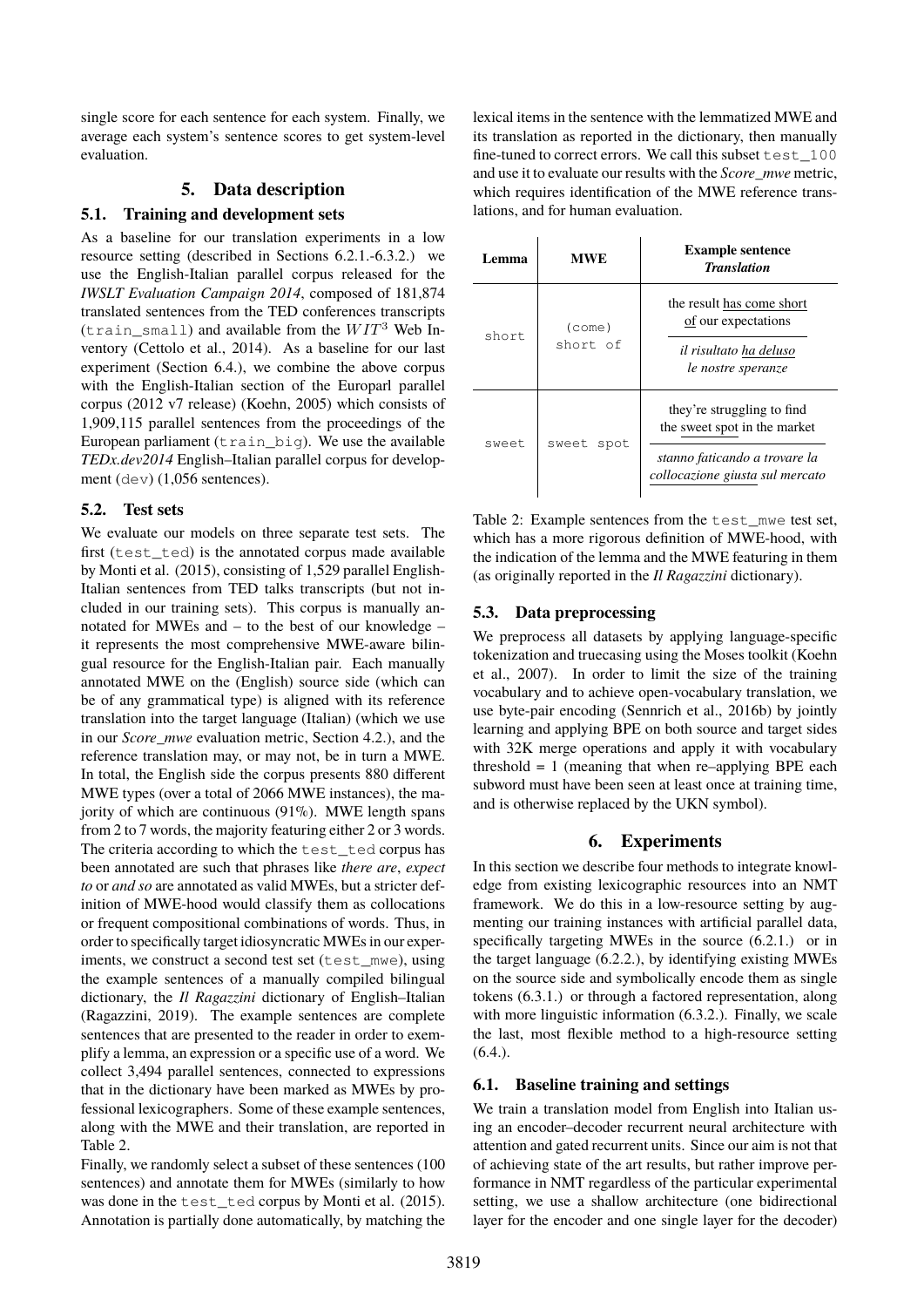single score for each sentence for each system. Finally, we average each system's sentence scores to get system-level evaluation.

## 5. Data description

### 5.1. Training and development sets

As a baseline for our translation experiments in a low resource setting (described in Sections 6.2.1.-6.3.2.) we use the English-Italian parallel corpus released for the *IWSLT Evaluation Campaign 2014*, composed of 181,874 translated sentences from the TED conferences transcripts (`train_small`) and available from the $WIT^3$ Web Inventory (Cettolo et al., 2014). As a baseline for our last experiment (Section 6.4.), we combine the above corpus with the English-Italian section of the Europarl parallel corpus (2012 v7 release) (Koehn, 2005) which consists of 1,909,115 parallel sentences from the proceedings of the European parliament (`train_big`). We use the available *TEDx.dev2014* English–Italian parallel corpus for development (`dev`) (1,056 sentences).

### 5.2. Test sets

We evaluate our models on three separate test sets. The first (`test_ted`) is the annotated corpus made available by Monti et al. (2015), consisting of 1,529 parallel English-Italian sentences from TED talks transcripts (but not included in our training sets). This corpus is manually annotated for MWEs and – to the best of our knowledge – it represents the most comprehensive MWE-aware bilingual resource for the English-Italian pair. Each manually annotated MWE on the (English) source side (which can be of any grammatical type) is aligned with its reference translation into the target language (Italian) (which we use in our *Score_mwe* evaluation metric, Section 4.2.), and the reference translation may, or may not, be in turn a MWE. In total, the English side the corpus presents 880 different MWE types (over a total of 2066 MWE instances), the majority of which are continuous (91%). MWE length spans from 2 to 7 words, the majority featuring either 2 or 3 words. The criteria according to which the `test_ted` corpus has been annotated are such that phrases like *there are*, *expect to* or *and so* are annotated as valid MWEs, but a stricter definition of MWE-hood would classify them as collocations or frequent compositional combinations of words. Thus, in order to specifically target idiosyncratic MWEs in our experiments, we construct a second test set (`test_mwe`), using the example sentences of a manually compiled bilingual dictionary, the *Il Ragazzini* dictionary of English–Italian (Ragazzini, 2019). The example sentences are complete sentences that are presented to the reader in order to exemplify a lemma, an expression or a specific use of a word. We collect 3,494 parallel sentences, connected to expressions that in the dictionary have been marked as MWEs by professional lexicographers. Some of these example sentences, along with the MWE and their translation, are reported in Table 2.

Finally, we randomly select a subset of these sentences (100 sentences) and annotate them for MWEs (similarly to how was done in the `test_ted` corpus by Monti et al. (2015). Annotation is partially done automatically, by matching the lexical items in the sentence with the lemmatized MWE and its translation as reported in the dictionary, then manually fine-tuned to correct errors. We call this subset `test_100` and use it to evaluate our results with the *Score_mwe* metric, which requires identification of the MWE reference translations, and for human evaluation.

| **Lemma** | **MWE** | **Example sentence** / ***Translation*** |
|---|---|---|
| `short` | `(come) short of` | the result has come short of our expectations / *il risultato ha deluso le nostre speranze* |
| `sweet` | `sweet spot` | they're struggling to find the sweet spot in the market / *stanno faticando a trovare la collocazione giusta sul mercato* |

Table 2: Example sentences from the `test_mwe` test set, which has a more rigorous definition of MWE-hood, with the indication of the lemma and the MWE featuring in them (as originally reported in the *Il Ragazzini* dictionary).

### 5.3. Data preprocessing

We preprocess all datasets by applying language-specific tokenization and truecasing using the Moses toolkit (Koehn et al., 2007). In order to limit the size of the training vocabulary and to achieve open-vocabulary translation, we use byte-pair encoding (Sennrich et al., 2016b) by jointly learning and applying BPE on both source and target sides with 32K merge operations and apply it with vocabulary threshold = 1 (meaning that when re–applying BPE each subword must have been seen at least once at training time, and is otherwise replaced by the UKN symbol).

## 6. Experiments

In this section we describe four methods to integrate knowledge from existing lexicographic resources into an NMT framework. We do this in a low-resource setting by augmenting our training instances with artificial parallel data, specifically targeting MWEs in the source (6.2.1.) or in the target language (6.2.2.), by identifying existing MWEs on the source side and symbolically encode them as single tokens (6.3.1.) or through a factored representation, along with more linguistic information (6.3.2.). Finally, we scale the last, most flexible method to a high-resource setting (6.4.).

### 6.1. Baseline training and settings

We train a translation model from English into Italian using an encoder–decoder recurrent neural architecture with attention and gated recurrent units. Since our aim is not that of achieving state of the art results, but rather improve performance in NMT regardless of the particular experimental setting, we use a shallow architecture (one bidirectional layer for the encoder and one single layer for the decoder)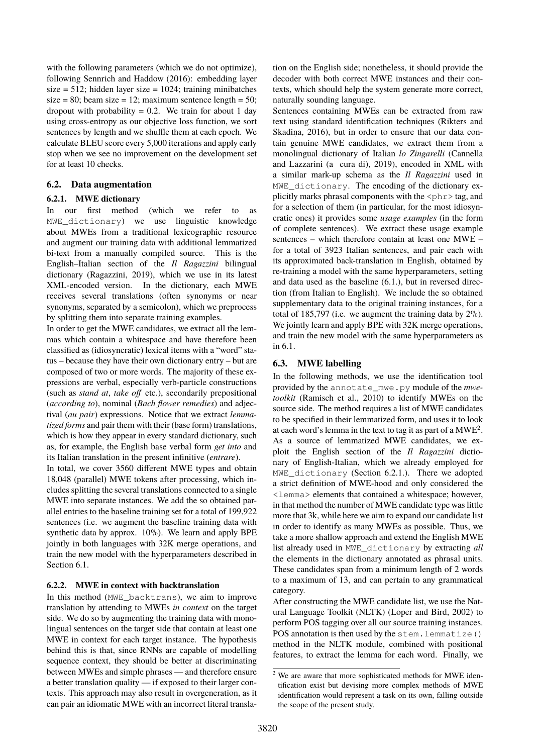with the following parameters (which we do not optimize), following Sennrich and Haddow (2016): embedding layer size = 512; hidden layer size = 1024; training minibatches size = 80; beam size = 12; maximum sentence length = 50; dropout with probability = 0.2. We train for about 1 day using cross-entropy as our objective loss function, we sort sentences by length and we shuffle them at each epoch. We calculate BLEU score every 5,000 iterations and apply early stop when we see no improvement on the development set for at least 10 checks.

## 6.2. Data augmentation

### 6.2.1. MWE dictionary

In our first method (which we refer to as `MWE_dictionary`) we use linguistic knowledge about MWEs from a traditional lexicographic resource and augment our training data with additional lemmatized bi-text from a manually compiled source. This is the English–Italian section of the *Il Ragazzini* bilingual dictionary (Ragazzini, 2019), which we use in its latest XML-encoded version. In the dictionary, each MWE receives several translations (often synonyms or near synonyms, separated by a semicolon), which we preprocess by splitting them into separate training examples.

In order to get the MWE candidates, we extract all the lemmas which contain a whitespace and have therefore been classified as (idiosyncratic) lexical items with a "word" status – because they have their own dictionary entry – but are composed of two or more words. The majority of these expressions are verbal, especially verb-particle constructions (such as *stand at*, *take off* etc.), secondarily prepositional (*according to*), nominal (*Bach flower remedies*) and adjectival (*au pair*) expressions. Notice that we extract *lemmatized forms* and pair them with their (base form) translations, which is how they appear in every standard dictionary, such as, for example, the English base verbal form *get into* and its Italian translation in the present infinitive (*entrare*).

In total, we cover 3560 different MWE types and obtain 18,048 (parallel) MWE tokens after processing, which includes splitting the several translations connected to a single MWE into separate instances. We add the so obtained parallel entries to the baseline training set for a total of 199,922 sentences (i.e. we augment the baseline training data with synthetic data by approx. 10%). We learn and apply BPE jointly in both languages with 32K merge operations, and train the new model with the hyperparameters described in Section 6.1.

### 6.2.2. MWE in context with backtranslation

In this method (`MWE_backtrans`), we aim to improve translation by attending to MWEs *in context* on the target side. We do so by augmenting the training data with monolingual sentences on the target side that contain at least one MWE in context for each target instance. The hypothesis behind this is that, since RNNs are capable of modelling sequence context, they should be better at discriminating between MWEs and simple phrases — and therefore ensure a better translation quality — if exposed to their larger contexts. This approach may also result in overgeneration, as it can pair an idiomatic MWE with an incorrect literal translation on the English side; nonetheless, it should provide the decoder with both correct MWE instances and their contexts, which should help the system generate more correct, naturally sounding language.

Sentences containing MWEs can be extracted from raw text using standard identification techniques (Rikters and Skadina, 2016), but in order to ensure that our data contain genuine MWE candidates, we extract them from a monolingual dictionary of Italian *lo Zingarelli* (Cannella and Lazzarini (a cura di), 2019), encoded in XML with a similar mark-up schema as the *Il Ragazzini* used in `MWE_dictionary`. The encoding of the dictionary explicitly marks phrasal components with the `<phr>` tag, and for a selection of them (in particular, for the most idiosyncratic ones) it provides some *usage examples* (in the form of complete sentences). We extract these usage example sentences – which therefore contain at least one MWE – for a total of 3923 Italian sentences, and pair each with its approximated back-translation in English, obtained by re-training a model with the same hyperparameters, setting and data used as the baseline (6.1.), but in reversed direction (from Italian to English). We include the so obtained supplementary data to the original training instances, for a total of 185,797 (i.e. we augment the training data by 2%). We jointly learn and apply BPE with 32K merge operations, and train the new model with the same hyperparameters as in 6.1.

## 6.3. MWE labelling

In the following methods, we use the identification tool provided by the `annotate_mwe.py` module of the *mwetoolkit* (Ramisch et al., 2010) to identify MWEs on the source side. The method requires a list of MWE candidates to be specified in their lemmatized form, and uses it to look at each word's lemma in the text to tag it as part of a MWE[2].

As a source of lemmatized MWE candidates, we exploit the English section of the *Il Ragazzini* dictionary of English-Italian, which we already employed for `MWE_dictionary` (Section 6.2.1.). There we adopted a strict definition of MWE-hood and only considered the `<lemma>` elements that contained a whitespace; however, in that method the number of MWE candidate type was little more that 3k, while here we aim to expand our candidate list in order to identify as many MWEs as possible. Thus, we take a more shallow approach and extend the English MWE list already used in `MWE_dictionary` by extracting *all* the elements in the dictionary annotated as phrasal units. These candidates span from a minimum length of 2 words to a maximum of 13, and can pertain to any grammatical category.

After constructing the MWE candidate list, we use the Natural Language Toolkit (NLTK) (Loper and Bird, 2002) to perform POS tagging over all our source training instances. POS annotation is then used by the `stem.lemmatize()` method in the NLTK module, combined with positional features, to extract the lemma for each word. Finally, we

[2] We are aware that more sophisticated methods for MWE identification exist but devising more complex methods of MWE identification would represent a task on its own, falling outside the scope of the present study.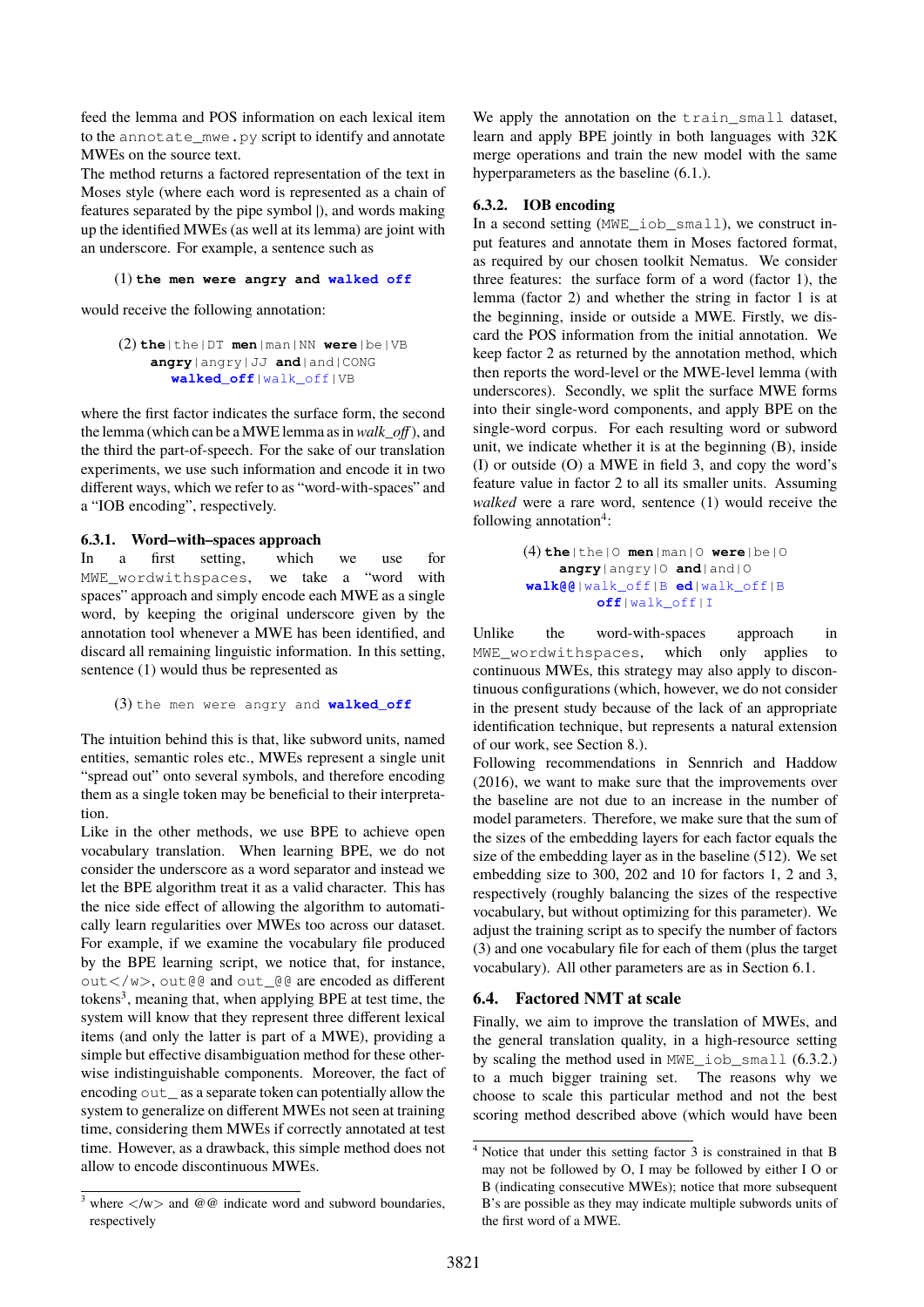feed the lemma and POS information on each lexical item to the annotate_mwe.py script to identify and annotate MWEs on the source text.

The method returns a factored representation of the text in Moses style (where each word is represented as a chain of features separated by the pipe symbol |), and words making up the identified MWEs (as well at its lemma) are joint with an underscore. For example, a sentence such as

(1) **the men were angry and walked off**

would receive the following annotation:

(2) **the**|the|DT **men**|man|NN **were**|be|VB **angry**|angry|JJ **and**|and|CONG **walked_off**|walk_off|VB

where the first factor indicates the surface form, the second the lemma (which can be a MWE lemma as in *walk_off*), and the third the part-of-speech. For the sake of our translation experiments, we use such information and encode it in two different ways, which we refer to as "word-with-spaces" and a "IOB encoding", respectively.

### 6.3.1. Word–with–spaces approach

In a first setting, which we use for MWE_wordwithspaces, we take a "word with spaces" approach and simply encode each MWE as a single word, by keeping the original underscore given by the annotation tool whenever a MWE has been identified, and discard all remaining linguistic information. In this setting, sentence (1) would thus be represented as

(3) the men were angry and **walked_off**

The intuition behind this is that, like subword units, named entities, semantic roles etc., MWEs represent a single unit "spread out" onto several symbols, and therefore encoding them as a single token may be beneficial to their interpretation.

Like in the other methods, we use BPE to achieve open vocabulary translation. When learning BPE, we do not consider the underscore as a word separator and instead we let the BPE algorithm treat it as a valid character. This has the nice side effect of allowing the algorithm to automatically learn regularities over MWEs too across our dataset. For example, if we examine the vocabulary file produced by the BPE learning script, we notice that, for instance, out</w>, out@@ and out_@@ are encoded as different tokens[3], meaning that, when applying BPE at test time, the system will know that they represent three different lexical items (and only the latter is part of a MWE), providing a simple but effective disambiguation method for these otherwise indistinguishable components. Moreover, the fact of encoding out_ as a separate token can potentially allow the system to generalize on different MWEs not seen at training time, considering them MWEs if correctly annotated at test time. However, as a drawback, this simple method does not allow to encode discontinuous MWEs.

We apply the annotation on the train_small dataset, learn and apply BPE jointly in both languages with 32K merge operations and train the new model with the same hyperparameters as the baseline (6.1.).

### 6.3.2. IOB encoding

In a second setting (MWE_iob_small), we construct input features and annotate them in Moses factored format, as required by our chosen toolkit Nematus. We consider three features: the surface form of a word (factor 1), the lemma (factor 2) and whether the string in factor 1 is at the beginning, inside or outside a MWE. Firstly, we discard the POS information from the initial annotation. We keep factor 2 as returned by the annotation method, which then reports the word-level or the MWE-level lemma (with underscores). Secondly, we split the surface MWE forms into their single-word components, and apply BPE on the single-word corpus. For each resulting word or subword unit, we indicate whether it is at the beginning (B), inside (I) or outside (O) a MWE in field 3, and copy the word's feature value in factor 2 to all its smaller units. Assuming *walked* were a rare word, sentence (1) would receive the following annotation[4]:

(4) **the**|the|O **men**|man|O **were**|be|O **angry**|angry|O **and**|and|O **walk@@**|walk_off|B **ed**|walk_off|B **off**|walk_off|I

Unlike the word-with-spaces approach in MWE_wordwithspaces, which only applies to continuous MWEs, this strategy may also apply to discontinuous configurations (which, however, we do not consider in the present study because of the lack of an appropriate identification technique, but represents a natural extension of our work, see Section 8.).

Following recommendations in Sennrich and Haddow (2016), we want to make sure that the improvements over the baseline are not due to an increase in the number of model parameters. Therefore, we make sure that the sum of the sizes of the embedding layers for each factor equals the size of the embedding layer as in the baseline (512). We set embedding size to 300, 202 and 10 for factors 1, 2 and 3, respectively (roughly balancing the sizes of the respective vocabulary, but without optimizing for this parameter). We adjust the training script as to specify the number of factors (3) and one vocabulary file for each of them (plus the target vocabulary). All other parameters are as in Section 6.1.

## 6.4. Factored NMT at scale

Finally, we aim to improve the translation of MWEs, and the general translation quality, in a high-resource setting by scaling the method used in MWE_iob_small (6.3.2.) to a much bigger training set. The reasons why we choose to scale this particular method and not the best scoring method described above (which would have been

---

[3] where </w> and @@ indicate word and subword boundaries, respectively

[4] Notice that under this setting factor 3 is constrained in that B may not be followed by O, I may be followed by either I O or B (indicating consecutive MWEs); notice that more subsequent B's are possible as they may indicate multiple subwords units of the first word of a MWE.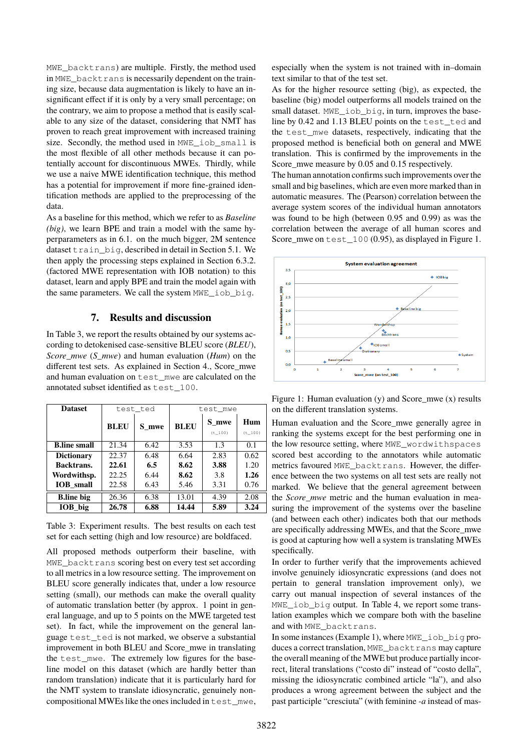MWE_backtrans) are multiple. Firstly, the method used in MWE_backtrans is necessarily dependent on the training size, because data augmentation is likely to have an insignificant effect if it is only by a very small percentage; on the contrary, we aim to propose a method that is easily scalable to any size of the dataset, considering that NMT has proven to reach great improvement with increased training size. Secondly, the method used in MWE_iob_small is the most flexible of all other methods because it can potentially account for discontinuous MWEs. Thirdly, while we use a naive MWE identification technique, this method has a potential for improvement if more fine-grained identification methods are applied to the preprocessing of the data.

As a baseline for this method, which we refer to as *Baseline (big)*, we learn BPE and train a model with the same hyperparameters as in 6.1. on the much bigger, 2M sentence dataset train_big, described in detail in Section 5.1. We then apply the processing steps explained in Section 6.3.2. (factored MWE representation with IOB notation) to this dataset, learn and apply BPE and train the model again with the same parameters. We call the system MWE_iob_big.

## 7. Results and discussion

In Table 3, we report the results obtained by our systems according to detokenised case-sensitive BLEU score (*BLEU*), *Score_mwe* (*S_mwe*) and human evaluation (*Hum*) on the different test sets. As explained in Section 4., Score_mwe and human evaluation on test_mwe are calculated on the annotated subset identified as test_100.

| Dataset | test_ted | | test_mwe | | |
|---|---|---|---|---|---|
| | **BLEU** | **S_mwe** | **BLEU** | **S_mwe** (t_100) | **Hum** (t_100) |
| **B.line small** | 21.34 | 6.42 | 3.53 | 1.3 | 0.1 |
| **Dictionary** | 22.37 | 6.48 | 6.64 | 2.83 | 0.62 |
| **Backtrans.** | **22.61** | **6.5** | **8.62** | **3.88** | 1.20 |
| **Wordwithsp.** | 22.25 | 6.44 | **8.62** | 3.8 | **1.26** |
| **IOB_small** | 22.58 | 6.43 | 5.46 | 3.31 | 0.76 |
| **B.line big** | 26.36 | 6.38 | 13.01 | 4.39 | 2.08 |
| **IOB_big** | **26.78** | **6.88** | **14.44** | **5.89** | **3.24** |

Table 3: Experiment results. The best results on each test set for each setting (high and low resource) are boldfaced.

All proposed methods outperform their baseline, with MWE_backtrans scoring best on every test set according to all metrics in a low resource setting. The improvement on BLEU score generally indicates that, under a low resource setting (small), our methods can make the overall quality of automatic translation better (by approx. 1 point in general language, and up to 5 points on the MWE targeted test set). In fact, while the improvement on the general language test_ted is not marked, we observe a substantial improvement in both BLEU and Score_mwe in translating the test_mwe. The extremely low figures for the baseline model on this dataset (which are hardly better than random translation) indicate that it is particularly hard for the NMT system to translate idiosyncratic, genuinely non-compositional MWEs like the ones included in test_mwe, especially when the system is not trained with in–domain text similar to that of the test set.

As for the higher resource setting (big), as expected, the baseline (big) model outperforms all models trained on the small dataset. MWE_iob_big, in turn, improves the baseline by 0.42 and 1.13 BLEU points on the test_ted and the test_mwe datasets, respectively, indicating that the proposed method is beneficial both on general and MWE translation. This is confirmed by the improvements in the Score_mwe measure by 0.05 and 0.15 respectively.

The human annotation confirms such improvements over the small and big baselines, which are even more marked than in automatic measures. The (Pearson) correlation between the average system scores of the individual human annotators was found to be high (between 0.95 and 0.99) as was the correlation between the average of all human scores and Score_mwe on test_100 (0.95), as displayed in Figure 1.

Figure 1: Human evaluation (y) and Score_mwe (x) results on the different translation systems.

Human evaluation and the Score_mwe generally agree in ranking the systems except for the best performing one in the low resource setting, where MWE_wordwithspaces scored best according to the annotators while automatic metrics favoured MWE_backtrans. However, the difference between the two systems on all test sets are really not marked. We believe that the general agreement between the *Score_mwe* metric and the human evaluation in measuring the improvement of the systems over the baseline (and between each other) indicates both that our methods are specifically addressing MWEs, and that the Score_mwe is good at capturing how well a system is translating MWEs specifically.

In order to further verify that the improvements achieved involve genuinely idiosyncratic expressions (and does not pertain to general translation improvement only), we carry out manual inspection of several instances of the MWE_iob_big output. In Table 4, we report some translation examples which we compare both with the baseline and with MWE_backtrans.

In some instances (Example 1), where MWE_iob_big produces a correct translation, MWE_backtrans may capture the overall meaning of the MWE but produce partially incorrect, literal translations ("costo di" instead of "costo della", missing the idiosyncratic combined article "la"), and also produces a wrong agreement between the subject and the past participle "cresciuta" (with feminine *-a* instead of mas-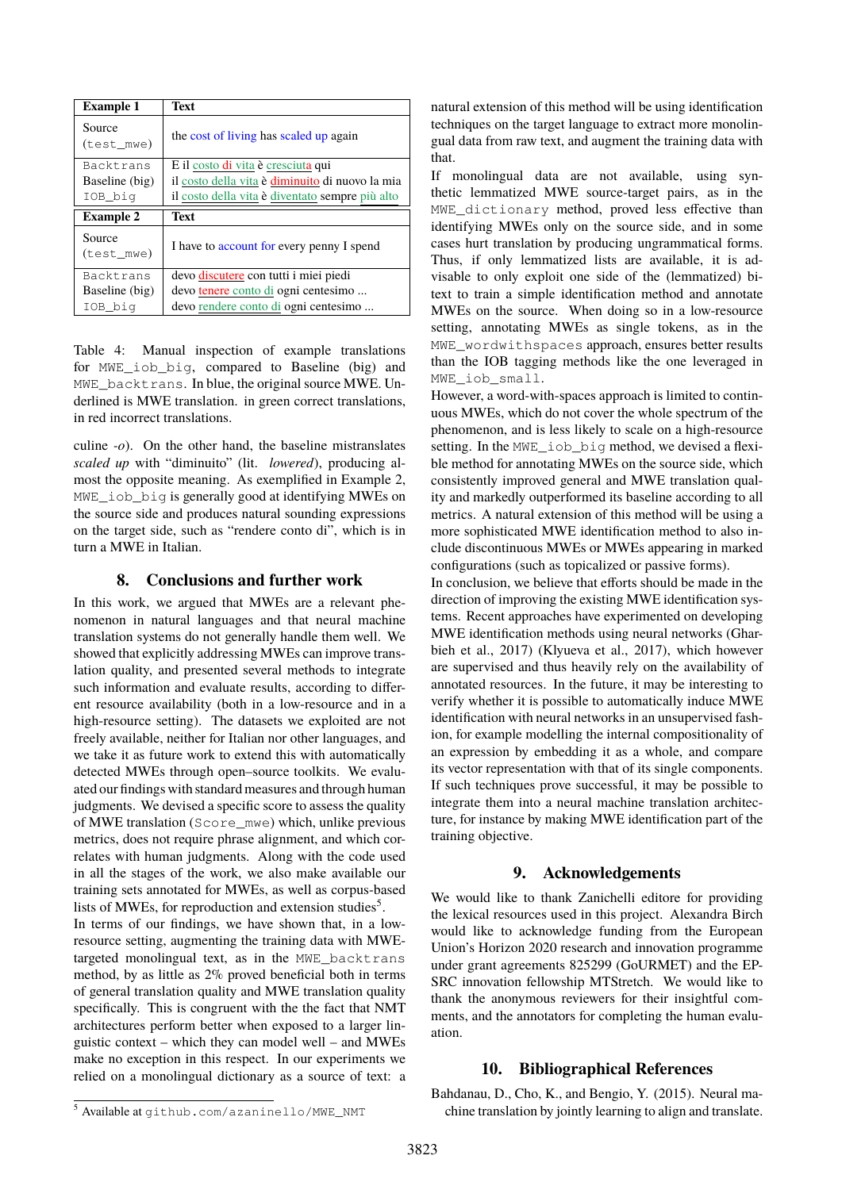| Example 1 | Text |
|---|---|
| Source (test_mwe) | the cost of living has scaled up again |
| Backtrans | E il costo di vita è cresciuta qui |
| Baseline (big) | il costo della vita è diminuito di nuovo la mia |
| IOB_big | il costo della vita è diventato sempre più alto |
| **Example 2** | **Text** |
| Source (test_mwe) | I have to account for every penny I spend |
| Backtrans | devo discutere con tutti i miei piedi |
| Baseline (big) | devo tenere conto di ogni centesimo ... |
| IOB_big | devo rendere conto di ogni centesimo ... |

Table 4: Manual inspection of example translations for MWE_iob_big, compared to Baseline (big) and MWE_backtrans. In blue, the original source MWE. Underlined is MWE translation. in green correct translations, in red incorrect translations.

culine *-o*). On the other hand, the baseline mistranslates *scaled up* with "diminuito" (lit. *lowered*), producing almost the opposite meaning. As exemplified in Example 2, MWE_iob_big is generally good at identifying MWEs on the source side and produces natural sounding expressions on the target side, such as "rendere conto di", which is in turn a MWE in Italian.

## 8. Conclusions and further work

In this work, we argued that MWEs are a relevant phenomenon in natural languages and that neural machine translation systems do not generally handle them well. We showed that explicitly addressing MWEs can improve translation quality, and presented several methods to integrate such information and evaluate results, according to different resource availability (both in a low-resource and in a high-resource setting). The datasets we exploited are not freely available, neither for Italian nor other languages, and we take it as future work to extend this with automatically detected MWEs through open–source toolkits. We evaluated our findings with standard measures and through human judgments. We devised a specific score to assess the quality of MWE translation (Score_mwe) which, unlike previous metrics, does not require phrase alignment, and which correlates with human judgments. Along with the code used in all the stages of the work, we also make available our training sets annotated for MWEs, as well as corpus-based lists of MWEs, for reproduction and extension studies[5].

In terms of our findings, we have shown that, in a low-resource setting, augmenting the training data with MWE-targeted monolingual text, as in the MWE_backtrans method, by as little as 2% proved beneficial both in terms of general translation quality and MWE translation quality specifically. This is congruent with the the fact that NMT architectures perform better when exposed to a larger linguistic context – which they can model well – and MWEs make no exception in this respect. In our experiments we relied on a monolingual dictionary as a source of text: a natural extension of this method will be using identification techniques on the target language to extract more monolingual data from raw text, and augment the training data with that.

If monolingual data are not available, using synthetic lemmatized MWE source-target pairs, as in the MWE_dictionary method, proved less effective than identifying MWEs only on the source side, and in some cases hurt translation by producing ungrammatical forms. Thus, if only lemmatized lists are available, it is advisable to only exploit one side of the (lemmatized) bitext to train a simple identification method and annotate MWEs on the source. When doing so in a low-resource setting, annotating MWEs as single tokens, as in the MWE_wordwithspaces approach, ensures better results than the IOB tagging methods like the one leveraged in MWE_iob_small.

However, a word-with-spaces approach is limited to continuous MWEs, which do not cover the whole spectrum of the phenomenon, and is less likely to scale on a high-resource setting. In the MWE_iob_big method, we devised a flexible method for annotating MWEs on the source side, which consistently improved general and MWE translation quality and markedly outperformed its baseline according to all metrics. A natural extension of this method will be using a more sophisticated MWE identification method to also include discontinuous MWEs or MWEs appearing in marked configurations (such as topicalized or passive forms).

In conclusion, we believe that efforts should be made in the direction of improving the existing MWE identification systems. Recent approaches have experimented on developing MWE identification methods using neural networks (Gharbieh et al., 2017) (Klyueva et al., 2017), which however are supervised and thus heavily rely on the availability of annotated resources. In the future, it may be interesting to verify whether it is possible to automatically induce MWE identification with neural networks in an unsupervised fashion, for example modelling the internal compositionality of an expression by embedding it as a whole, and compare its vector representation with that of its single components. If such techniques prove successful, it may be possible to integrate them into a neural machine translation architecture, for instance by making MWE identification part of the training objective.

## 9. Acknowledgements

We would like to thank Zanichelli editore for providing the lexical resources used in this project. Alexandra Birch would like to acknowledge funding from the European Union's Horizon 2020 research and innovation programme under grant agreements 825299 (GoURMET) and the EPSRC innovation fellowship MTStretch. We would like to thank the anonymous reviewers for their insightful comments, and the annotators for completing the human evaluation.

## 10. Bibliographical References

Bahdanau, D., Cho, K., and Bengio, Y. (2015). Neural machine translation by jointly learning to align and translate.

[5] Available at github.com/azaninello/MWE_NMT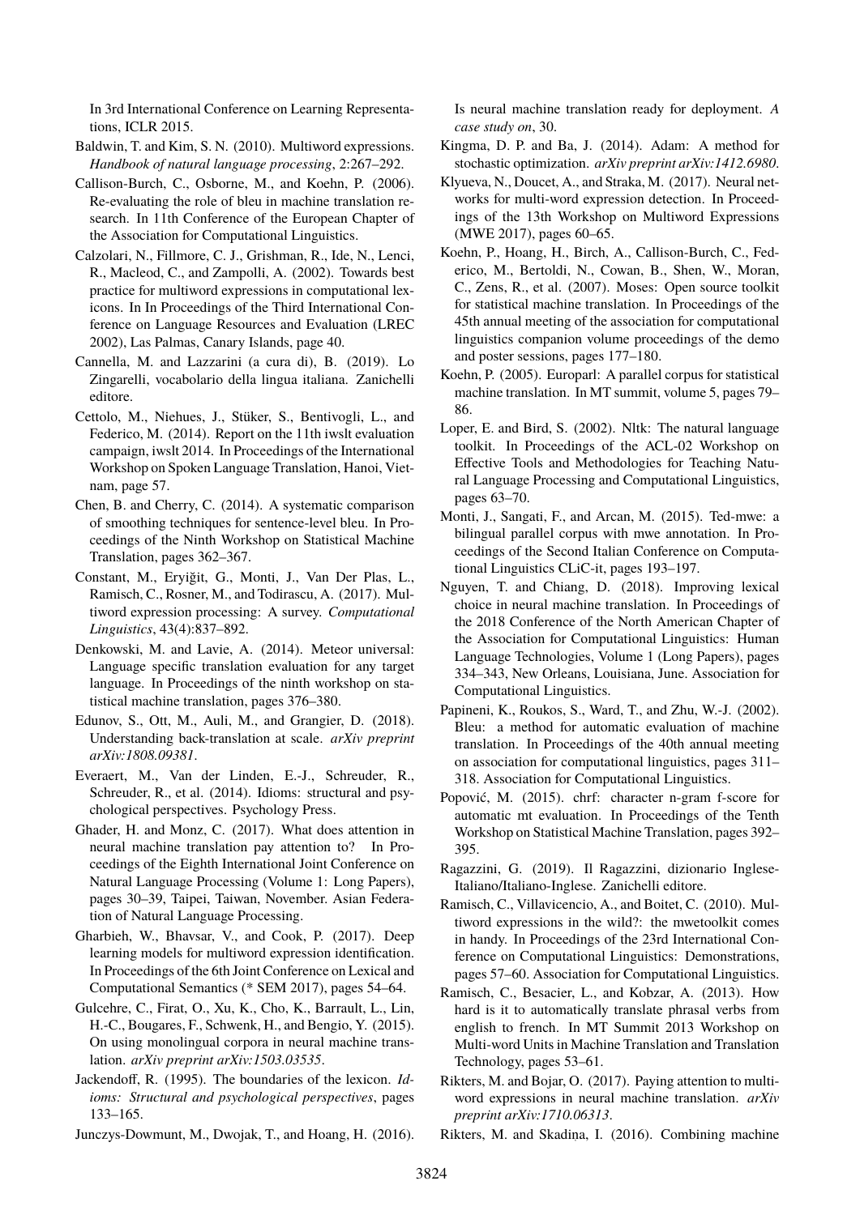In 3rd International Conference on Learning Representations, ICLR 2015.

Baldwin, T. and Kim, S. N. (2010). Multiword expressions. *Handbook of natural language processing*, 2:267–292.

Callison-Burch, C., Osborne, M., and Koehn, P. (2006). Re-evaluating the role of bleu in machine translation research. In 11th Conference of the European Chapter of the Association for Computational Linguistics.

Calzolari, N., Fillmore, C. J., Grishman, R., Ide, N., Lenci, R., Macleod, C., and Zampolli, A. (2002). Towards best practice for multiword expressions in computational lexicons. In In Proceedings of the Third International Conference on Language Resources and Evaluation (LREC 2002), Las Palmas, Canary Islands, page 40.

Cannella, M. and Lazzarini (a cura di), B. (2019). Lo Zingarelli, vocabolario della lingua italiana. Zanichelli editore.

Cettolo, M., Niehues, J., Stüker, S., Bentivogli, L., and Federico, M. (2014). Report on the 11th iwslt evaluation campaign, iwslt 2014. In Proceedings of the International Workshop on Spoken Language Translation, Hanoi, Vietnam, page 57.

Chen, B. and Cherry, C. (2014). A systematic comparison of smoothing techniques for sentence-level bleu. In Proceedings of the Ninth Workshop on Statistical Machine Translation, pages 362–367.

Constant, M., Eryiğit, G., Monti, J., Van Der Plas, L., Ramisch, C., Rosner, M., and Todirascu, A. (2017). Multiword expression processing: A survey. *Computational Linguistics*, 43(4):837–892.

Denkowski, M. and Lavie, A. (2014). Meteor universal: Language specific translation evaluation for any target language. In Proceedings of the ninth workshop on statistical machine translation, pages 376–380.

Edunov, S., Ott, M., Auli, M., and Grangier, D. (2018). Understanding back-translation at scale. *arXiv preprint arXiv:1808.09381*.

Everaert, M., Van der Linden, E.-J., Schreuder, R., Schreuder, R., et al. (2014). Idioms: structural and psychological perspectives. Psychology Press.

Ghader, H. and Monz, C. (2017). What does attention in neural machine translation pay attention to? In Proceedings of the Eighth International Joint Conference on Natural Language Processing (Volume 1: Long Papers), pages 30–39, Taipei, Taiwan, November. Asian Federation of Natural Language Processing.

Gharbieh, W., Bhavsar, V., and Cook, P. (2017). Deep learning models for multiword expression identification. In Proceedings of the 6th Joint Conference on Lexical and Computational Semantics (* SEM 2017), pages 54–64.

Gulcehre, C., Firat, O., Xu, K., Cho, K., Barrault, L., Lin, H.-C., Bougares, F., Schwenk, H., and Bengio, Y. (2015). On using monolingual corpora in neural machine translation. *arXiv preprint arXiv:1503.03535*.

Jackendoff, R. (1995). The boundaries of the lexicon. *Idioms: Structural and psychological perspectives*, pages 133–165.

Junczys-Dowmunt, M., Dwojak, T., and Hoang, H. (2016). Is neural machine translation ready for deployment. *A case study on*, 30.

Kingma, D. P. and Ba, J. (2014). Adam: A method for stochastic optimization. *arXiv preprint arXiv:1412.6980*.

Klyueva, N., Doucet, A., and Straka, M. (2017). Neural networks for multi-word expression detection. In Proceedings of the 13th Workshop on Multiword Expressions (MWE 2017), pages 60–65.

Koehn, P., Hoang, H., Birch, A., Callison-Burch, C., Federico, M., Bertoldi, N., Cowan, B., Shen, W., Moran, C., Zens, R., et al. (2007). Moses: Open source toolkit for statistical machine translation. In Proceedings of the 45th annual meeting of the association for computational linguistics companion volume proceedings of the demo and poster sessions, pages 177–180.

Koehn, P. (2005). Europarl: A parallel corpus for statistical machine translation. In MT summit, volume 5, pages 79–86.

Loper, E. and Bird, S. (2002). Nltk: The natural language toolkit. In Proceedings of the ACL-02 Workshop on Effective Tools and Methodologies for Teaching Natural Language Processing and Computational Linguistics, pages 63–70.

Monti, J., Sangati, F., and Arcan, M. (2015). Ted-mwe: a bilingual parallel corpus with mwe annotation. In Proceedings of the Second Italian Conference on Computational Linguistics CLiC-it, pages 193–197.

Nguyen, T. and Chiang, D. (2018). Improving lexical choice in neural machine translation. In Proceedings of the 2018 Conference of the North American Chapter of the Association for Computational Linguistics: Human Language Technologies, Volume 1 (Long Papers), pages 334–343, New Orleans, Louisiana, June. Association for Computational Linguistics.

Papineni, K., Roukos, S., Ward, T., and Zhu, W.-J. (2002). Bleu: a method for automatic evaluation of machine translation. In Proceedings of the 40th annual meeting on association for computational linguistics, pages 311–318. Association for Computational Linguistics.

Popović, M. (2015). chrf: character n-gram f-score for automatic mt evaluation. In Proceedings of the Tenth Workshop on Statistical Machine Translation, pages 392–395.

Ragazzini, G. (2019). Il Ragazzini, dizionario Inglese-Italiano/Italiano-Inglese. Zanichelli editore.

Ramisch, C., Villavicencio, A., and Boitet, C. (2010). Multiword expressions in the wild?: the mwetoolkit comes in handy. In Proceedings of the 23rd International Conference on Computational Linguistics: Demonstrations, pages 57–60. Association for Computational Linguistics.

Ramisch, C., Besacier, L., and Kobzar, A. (2013). How hard is it to automatically translate phrasal verbs from english to french. In MT Summit 2013 Workshop on Multi-word Units in Machine Translation and Translation Technology, pages 53–61.

Rikters, M. and Bojar, O. (2017). Paying attention to multiword expressions in neural machine translation. *arXiv preprint arXiv:1710.06313*.

Rikters, M. and Skadina, I. (2016). Combining machine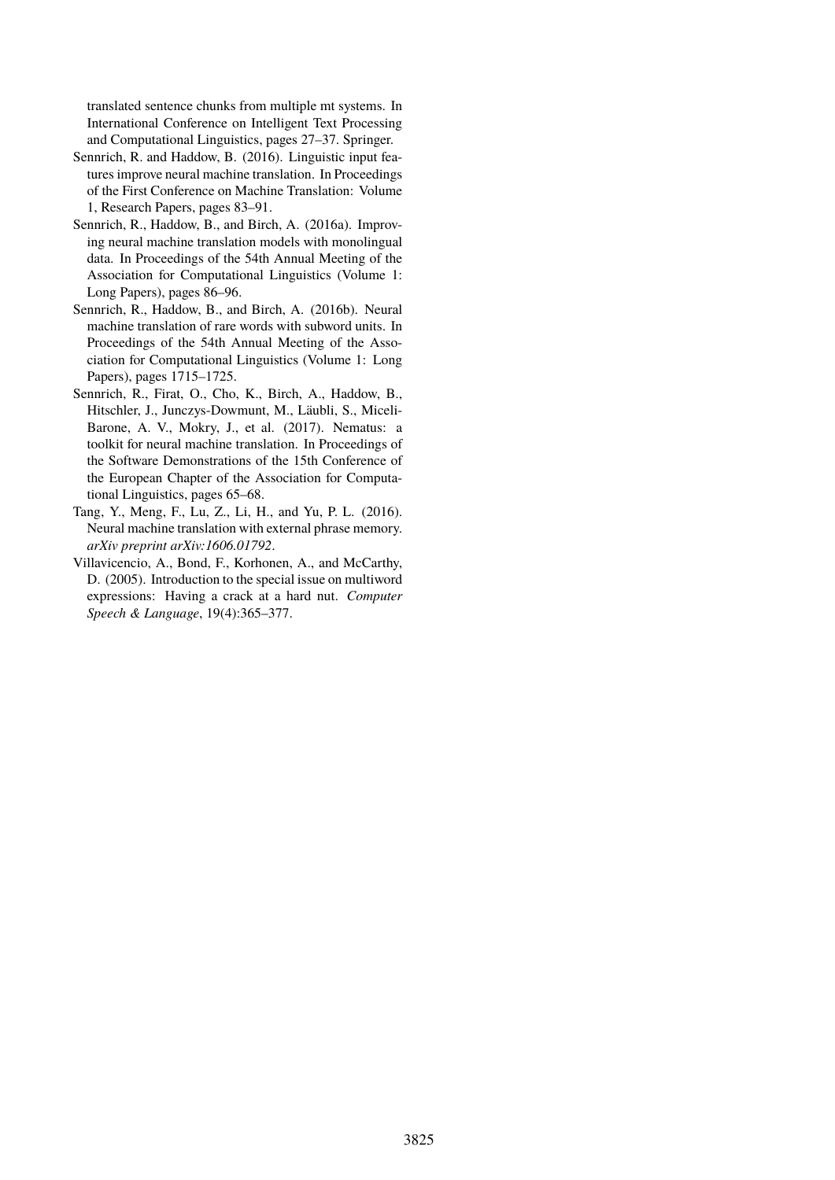translated sentence chunks from multiple mt systems. In International Conference on Intelligent Text Processing and Computational Linguistics, pages 27–37. Springer.

Sennrich, R. and Haddow, B. (2016). Linguistic input features improve neural machine translation. In Proceedings of the First Conference on Machine Translation: Volume 1, Research Papers, pages 83–91.

Sennrich, R., Haddow, B., and Birch, A. (2016a). Improving neural machine translation models with monolingual data. In Proceedings of the 54th Annual Meeting of the Association for Computational Linguistics (Volume 1: Long Papers), pages 86–96.

Sennrich, R., Haddow, B., and Birch, A. (2016b). Neural machine translation of rare words with subword units. In Proceedings of the 54th Annual Meeting of the Association for Computational Linguistics (Volume 1: Long Papers), pages 1715–1725.

Sennrich, R., Firat, O., Cho, K., Birch, A., Haddow, B., Hitschler, J., Junczys-Dowmunt, M., Läubli, S., Miceli-Barone, A. V., Mokry, J., et al. (2017). Nematus: a toolkit for neural machine translation. In Proceedings of the Software Demonstrations of the 15th Conference of the European Chapter of the Association for Computational Linguistics, pages 65–68.

Tang, Y., Meng, F., Lu, Z., Li, H., and Yu, P. L. (2016). Neural machine translation with external phrase memory. *arXiv preprint arXiv:1606.01792*.

Villavicencio, A., Bond, F., Korhonen, A., and McCarthy, D. (2005). Introduction to the special issue on multiword expressions: Having a crack at a hard nut. *Computer Speech & Language*, 19(4):365–377.